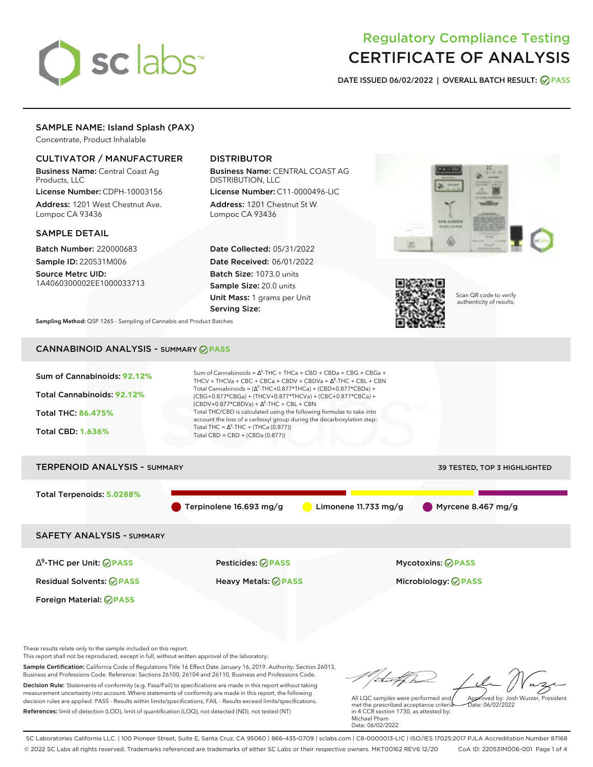# Regulatory Compliance Testing
# CERTIFICATE OF ANALYSIS

**DATE ISSUED 06/02/2022 | OVERALL BATCH RESULT: PASS**

## SAMPLE NAME: Island Splash (PAX)

Concentrate, Product Inhalable

### CULTIVATOR / MANUFACTURER

**Business Name:** Central Coast Ag Products, LLC
**License Number:** CDPH-10003156
**Address:** 1201 West Chestnut Ave. Lompoc CA 93436

### DISTRIBUTOR

**Business Name:** CENTRAL COAST AG DISTRIBUTION, LLC
**License Number:** C11-0000496-LIC
**Address:** 1201 Chestnut St W Lompoc CA 93436

### SAMPLE DETAIL

**Batch Number:** 220000683
**Sample ID:** 220531M006
**Source Metrc UID:** 1A4060300002EE1000033713

**Date Collected:** 05/31/2022
**Date Received:** 06/01/2022
**Batch Size:** 1073.0 units
**Sample Size:** 20.0 units
**Unit Mass:** 1 grams per Unit
**Serving Size:**

Scan QR code to verify authenticity of results.

**Sampling Method:** QSP 1265 - Sampling of Cannabis and Product Batches

## CANNABINOID ANALYSIS - SUMMARY PASS

**Sum of Cannabinoids:** 92.12%
**Total Cannabinoids:** 92.12%
**Total THC:** 86.475%
**Total CBD:** 1.636%

Sum of Cannabinoids = $\Delta^9$-THC + THCa + CBD + CBDa + CBG + CBGa + THCV + THCVa + CBC + CBCa + CBDV + CBDVa + $\Delta^8$-THC + CBL + CBN
Total Cannabinoids = ($\Delta^9$-THC+0.877*THCa) + (CBD+0.877*CBDa) + (CBG+0.877*CBGa) + (THCV+0.877*THCVa) + (CBC+0.877*CBCa) + (CBDV+0.877*CBDVa) + $\Delta^8$-THC + CBL + CBN
Total THC/CBD is calculated using the following formulas to take into account the loss of a carboxyl group during the decarboxylation step:
Total THC = $\Delta^9$-THC + (THCa (0.877))
Total CBD = CBD + (CBDa (0.877))

## TERPENOID ANALYSIS - SUMMARY

39 TESTED, TOP 3 HIGHLIGHTED

**Total Terpenoids:** 5.0288%

- Terpinolene 16.693 mg/g
- Limonene 11.733 mg/g
- Myrcene 8.467 mg/g

## SAFETY ANALYSIS - SUMMARY

| | | |
|---|---|---|
| $\Delta^9$-THC per Unit: PASS | Pesticides: PASS | Mycotoxins: PASS |
| Residual Solvents: PASS | Heavy Metals: PASS | Microbiology: PASS |
| Foreign Material: PASS | | |

These results relate only to the sample included on this report.
This report shall not be reproduced, except in full, without written approval of the laboratory.

**Sample Certification:** California Code of Regulations Title 16 Effect Date January 16, 2019. Authority: Section 26013, Business and Professions Code. Reference: Sections 26100, 26104 and 26110, Business and Professions Code.

**Decision Rule:** Statements of conformity (e.g. Pass/Fail) to specifications are made in this report without taking measurement uncertainty into account. Where statements of conformity are made in this report, the following decision rules are applied: PASS - Results within limits/specifications, FAIL - Results exceed limits/specifications.

**References:** limit of detection (LOD), limit of quantification (LOQ), not detected (ND), not tested (NT)

All LQC samples were performed and met the prescribed acceptance criteria in 4 CCR section 1730, as attested by: Michael Pham
Date: 06/02/2022

Approved by: Josh Wurzer, President
Date: 06/02/2022

SC Laboratories California LLC. | 100 Pioneer Street, Suite E, Santa Cruz, CA 95060 | 866-435-0709 | sclabs.com | C8-0000013-LIC | ISO/IES 17025:2017 PJLA Accreditation Number 87168
© 2022 SC Labs all rights reserved. Trademarks referenced are trademarks of either SC Labs or their respective owners. MKT00162 REV6 12/20 CoA ID: 220531M006-001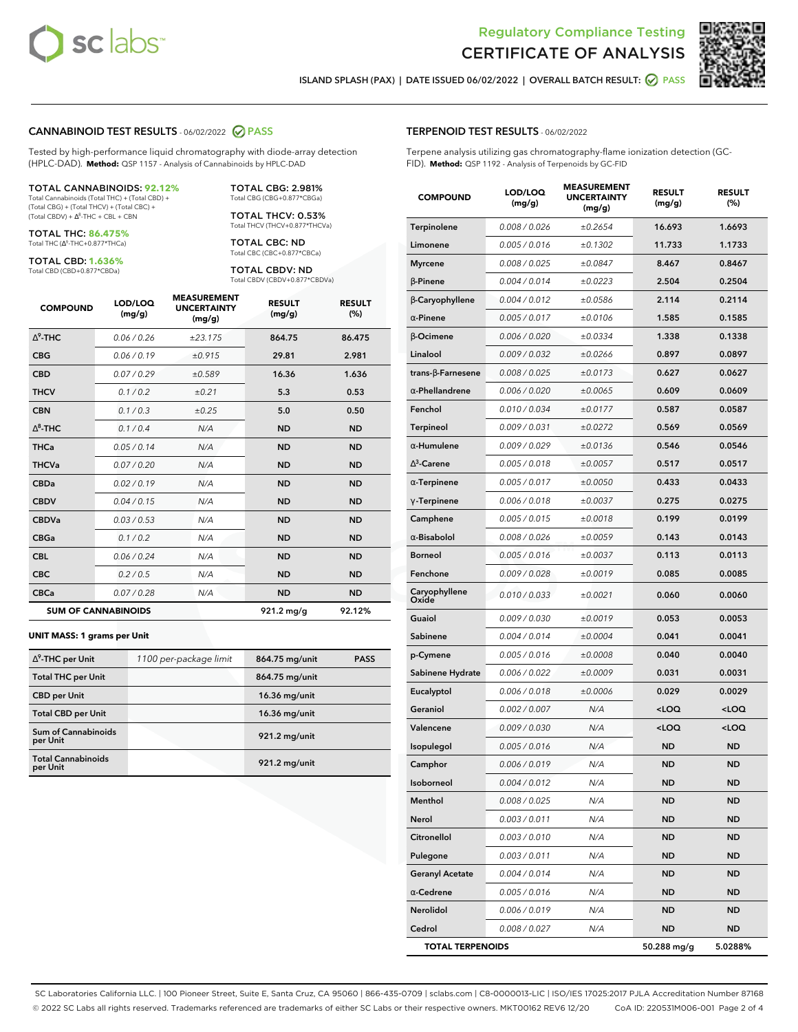Regulatory Compliance Testing
CERTIFICATE OF ANALYSIS

ISLAND SPLASH (PAX) | DATE ISSUED 06/02/2022 | OVERALL BATCH RESULT: PASS

## CANNABINOID TEST RESULTS - 06/02/2022 PASS

Tested by high-performance liquid chromatography with diode-array detection (HPLC-DAD). **Method:** QSP 1157 - Analysis of Cannabinoids by HPLC-DAD

**TOTAL CANNABINOIDS: 92.12%**
Total Cannabinoids (Total THC) + (Total CBD) + (Total CBG) + (Total THCV) + (Total CBC) + (Total CBDV) + Δ⁸-THC + CBL + CBN

**TOTAL THC: 86.475%**
Total THC (Δ⁹-THC+0.877*THCa)

**TOTAL CBD: 1.636%**
Total CBD (CBD+0.877*CBDa)

**TOTAL CBG: 2.981%**
Total CBG (CBG+0.877*CBGa)

**TOTAL THCV: 0.53%**
Total THCV (THCV+0.877*THCVa)

**TOTAL CBC: ND**
Total CBC (CBC+0.877*CBCa)

**TOTAL CBDV: ND**
Total CBDV (CBDV+0.877*CBDVa)

| COMPOUND | LOD/LOQ (mg/g) | MEASUREMENT UNCERTAINTY (mg/g) | RESULT (mg/g) | RESULT (%) |
|---|---|---|---|---|
| Δ⁹-THC | 0.06 / 0.26 | ±23.175 | 864.75 | 86.475 |
| CBG | 0.06 / 0.19 | ±0.915 | 29.81 | 2.981 |
| CBD | 0.07 / 0.29 | ±0.589 | 16.36 | 1.636 |
| THCV | 0.1 / 0.2 | ±0.21 | 5.3 | 0.53 |
| CBN | 0.1 / 0.3 | ±0.25 | 5.0 | 0.50 |
| Δ⁸-THC | 0.1 / 0.4 | N/A | ND | ND |
| THCa | 0.05 / 0.14 | N/A | ND | ND |
| THCVa | 0.07 / 0.20 | N/A | ND | ND |
| CBDa | 0.02 / 0.19 | N/A | ND | ND |
| CBDV | 0.04 / 0.15 | N/A | ND | ND |
| CBDVa | 0.03 / 0.53 | N/A | ND | ND |
| CBGa | 0.1 / 0.2 | N/A | ND | ND |
| CBL | 0.06 / 0.24 | N/A | ND | ND |
| CBC | 0.2 / 0.5 | N/A | ND | ND |
| CBCa | 0.07 / 0.28 | N/A | ND | ND |
| **SUM OF CANNABINOIDS** | | | 921.2 mg/g | 92.12% |

**UNIT MASS: 1 grams per Unit**

| | | | |
|---|---|---|---|
| Δ⁹-THC per Unit | 1100 per-package limit | 864.75 mg/unit | PASS |
| Total THC per Unit | | 864.75 mg/unit | |
| CBD per Unit | | 16.36 mg/unit | |
| Total CBD per Unit | | 16.36 mg/unit | |
| Sum of Cannabinoids per Unit | | 921.2 mg/unit | |
| Total Cannabinoids per Unit | | 921.2 mg/unit | |

## TERPENOID TEST RESULTS - 06/02/2022

Terpene analysis utilizing gas chromatography-flame ionization detection (GC-FID). **Method:** QSP 1192 - Analysis of Terpenoids by GC-FID

| COMPOUND | LOD/LOQ (mg/g) | MEASUREMENT UNCERTAINTY (mg/g) | RESULT (mg/g) | RESULT (%) |
|---|---|---|---|---|
| Terpinolene | 0.008 / 0.026 | ±0.2654 | 16.693 | 1.6693 |
| Limonene | 0.005 / 0.016 | ±0.1302 | 11.733 | 1.1733 |
| Myrcene | 0.008 / 0.025 | ±0.0847 | 8.467 | 0.8467 |
| β-Pinene | 0.004 / 0.014 | ±0.0223 | 2.504 | 0.2504 |
| β-Caryophyllene | 0.004 / 0.012 | ±0.0586 | 2.114 | 0.2114 |
| α-Pinene | 0.005 / 0.017 | ±0.0106 | 1.585 | 0.1585 |
| β-Ocimene | 0.006 / 0.020 | ±0.0334 | 1.338 | 0.1338 |
| Linalool | 0.009 / 0.032 | ±0.0266 | 0.897 | 0.0897 |
| trans-β-Farnesene | 0.008 / 0.025 | ±0.0173 | 0.627 | 0.0627 |
| α-Phellandrene | 0.006 / 0.020 | ±0.0065 | 0.609 | 0.0609 |
| Fenchol | 0.010 / 0.034 | ±0.0177 | 0.587 | 0.0587 |
| Terpineol | 0.009 / 0.031 | ±0.0272 | 0.569 | 0.0569 |
| α-Humulene | 0.009 / 0.029 | ±0.0136 | 0.546 | 0.0546 |
| Δ³-Carene | 0.005 / 0.018 | ±0.0057 | 0.517 | 0.0517 |
| α-Terpinene | 0.005 / 0.017 | ±0.0050 | 0.433 | 0.0433 |
| γ-Terpinene | 0.006 / 0.018 | ±0.0037 | 0.275 | 0.0275 |
| Camphene | 0.005 / 0.015 | ±0.0018 | 0.199 | 0.0199 |
| α-Bisabolol | 0.008 / 0.026 | ±0.0059 | 0.143 | 0.0143 |
| Borneol | 0.005 / 0.016 | ±0.0037 | 0.113 | 0.0113 |
| Fenchone | 0.009 / 0.028 | ±0.0019 | 0.085 | 0.0085 |
| Caryophyllene Oxide | 0.010 / 0.033 | ±0.0021 | 0.060 | 0.0060 |
| Guaiol | 0.009 / 0.030 | ±0.0019 | 0.053 | 0.0053 |
| Sabinene | 0.004 / 0.014 | ±0.0004 | 0.041 | 0.0041 |
| p-Cymene | 0.005 / 0.016 | ±0.0008 | 0.040 | 0.0040 |
| Sabinene Hydrate | 0.006 / 0.022 | ±0.0009 | 0.031 | 0.0031 |
| Eucalyptol | 0.006 / 0.018 | ±0.0006 | 0.029 | 0.0029 |
| Geraniol | 0.002 / 0.007 | N/A | <LOQ | <LOQ |
| Valencene | 0.009 / 0.030 | N/A | <LOQ | <LOQ |
| Isopulegol | 0.005 / 0.016 | N/A | ND | ND |
| Camphor | 0.006 / 0.019 | N/A | ND | ND |
| Isoborneol | 0.004 / 0.012 | N/A | ND | ND |
| Menthol | 0.008 / 0.025 | N/A | ND | ND |
| Nerol | 0.003 / 0.011 | N/A | ND | ND |
| Citronellol | 0.003 / 0.010 | N/A | ND | ND |
| Pulegone | 0.003 / 0.011 | N/A | ND | ND |
| Geranyl Acetate | 0.004 / 0.014 | N/A | ND | ND |
| α-Cedrene | 0.005 / 0.016 | N/A | ND | ND |
| Nerolidol | 0.006 / 0.019 | N/A | ND | ND |
| Cedrol | 0.008 / 0.027 | N/A | ND | ND |
| **TOTAL TERPENOIDS** | | | 50.288 mg/g | 5.0288% |

SC Laboratories California LLC. | 100 Pioneer Street, Suite E, Santa Cruz, CA 95060 | 866-435-0709 | sclabs.com | C8-0000013-LIC | ISO/IES 17025:2017 PJLA Accreditation Number 87168
© 2022 SC Labs all rights reserved. Trademarks referenced are trademarks of either SC Labs or their respective owners. MKT00162 REV6 12/20 CoA ID: 220531M006-001